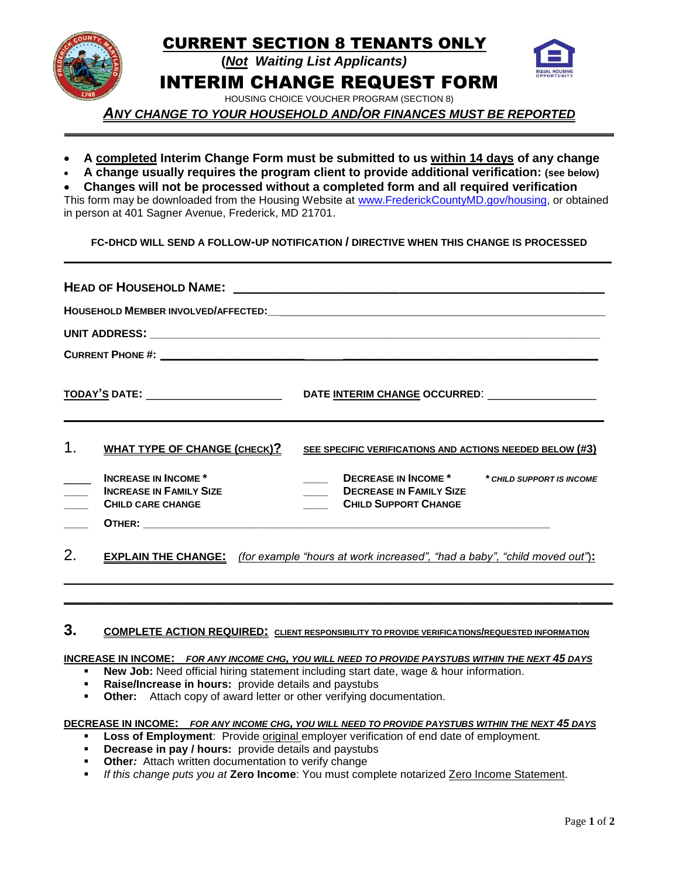# CURRENT SECTION 8 TENANTS ONLY

**(*Not* *Waiting List Applicants)***

# INTERIM CHANGE REQUEST FORM

HOUSING CHOICE VOUCHER PROGRAM (SECTION 8)

***ANY CHANGE TO YOUR HOUSEHOLD AND/OR FINANCES MUST BE REPORTED***

---

- **A completed Interim Change Form must be submitted to us within 14 days of any change**
- **A change usually requires the program client to provide additional verification: (see below)**
- **Changes will not be processed without a completed form and all required verification**

This form may be downloaded from the Housing Website at www.FrederickCountyMD.gov/housing, or obtained in person at 401 Sagner Avenue, Frederick, MD 21701.

**FC-DHCD WILL SEND A FOLLOW-UP NOTIFICATION / DIRECTIVE WHEN THIS CHANGE IS PROCESSED**

---

**HEAD OF HOUSEHOLD NAME:** ______________________________________________

**HOUSEHOLD MEMBER INVOLVED/AFFECTED:** ______________________________________________

**UNIT ADDRESS:** ______________________________________________

**CURRENT PHONE #:** ______________________________________________

**TODAY'S DATE:** ____________________ **DATE INTERIM CHANGE OCCURRED:** ____________________

---

1. **WHAT TYPE OF CHANGE (CHECK)?** **SEE SPECIFIC VERIFICATIONS AND ACTIONS NEEDED BELOW (#3)**

____ **INCREASE IN INCOME \***
____ **INCREASE IN FAMILY SIZE**
____ **CHILD CARE CHANGE**
____ **DECREASE IN INCOME \*** ***\* CHILD SUPPORT IS INCOME***
____ **DECREASE IN FAMILY SIZE**
____ **CHILD SUPPORT CHANGE**
____ **OTHER:** ______________________________________________

2. **EXPLAIN THE CHANGE:** *(for example "hours at work increased", "had a baby", "child moved out")***:**

______________________________________________

______________________________________________

3. **COMPLETE ACTION REQUIRED: CLIENT RESPONSIBILITY TO PROVIDE VERIFICATIONS/REQUESTED INFORMATION**

**INCREASE IN INCOME:** ***FOR ANY INCOME CHG, YOU WILL NEED TO PROVIDE PAYSTUBS WITHIN THE NEXT 45 DAYS***

- **New Job:** Need official hiring statement including start date, wage & hour information.
- **Raise/Increase in hours:** provide details and paystubs
- **Other:** Attach copy of award letter or other verifying documentation.

**DECREASE IN INCOME:** ***FOR ANY INCOME CHG, YOU WILL NEED TO PROVIDE PAYSTUBS WITHIN THE NEXT 45 DAYS***

- **Loss of Employment**: Provide original employer verification of end date of employment.
- **Decrease in pay / hours:** provide details and paystubs
- **Other:** Attach written documentation to verify change
- *If this change puts you at* **Zero Income**: You must complete notarized Zero Income Statement.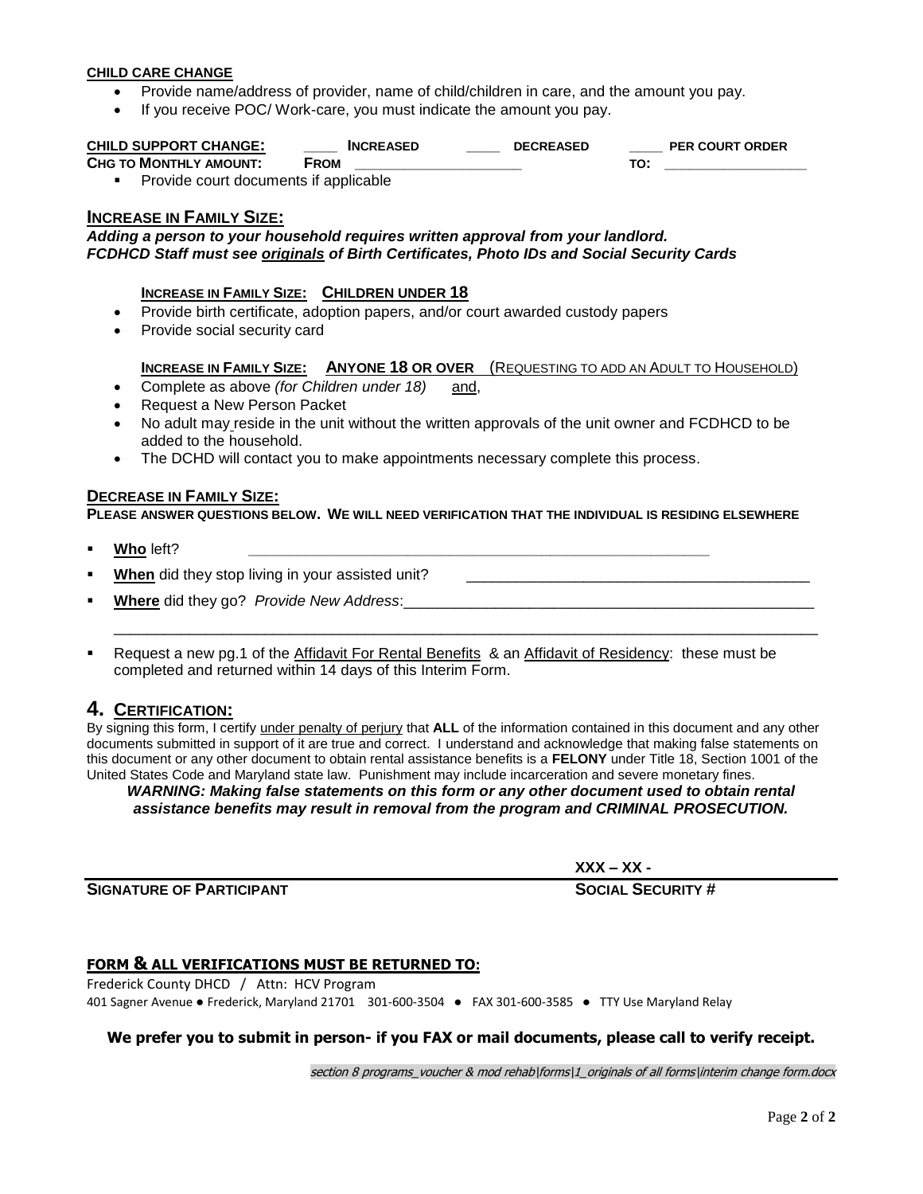**CHILD CARE CHANGE**

- Provide name/address of provider, name of child/children in care, and the amount you pay.
- If you receive POC/ Work-care, you must indicate the amount you pay.

**CHILD SUPPORT CHANGE:** ____ **INCREASED** ____ **DECREASED** ____ **PER COURT ORDER**

**CHG TO MONTHLY AMOUNT:** **FROM** ____________________ **TO:** __________________

- Provide court documents if applicable

## INCREASE IN FAMILY SIZE:

***Adding a person to your household requires written approval from your landlord.***
***FCDHCD Staff must see originals of Birth Certificates, Photo IDs and Social Security Cards***

### INCREASE IN FAMILY SIZE: CHILDREN UNDER 18

- Provide birth certificate, adoption papers, and/or court awarded custody papers
- Provide social security card

### INCREASE IN FAMILY SIZE: ANYONE 18 OR OVER (REQUESTING TO ADD AN ADULT TO HOUSEHOLD)

- Complete as above *(for Children under 18)* and,
- Request a New Person Packet
- No adult may reside in the unit without the written approvals of the unit owner and FCDHCD to be added to the household.
- The DCHD will contact you to make appointments necessary complete this process.

## DECREASE IN FAMILY SIZE:

**PLEASE ANSWER QUESTIONS BELOW. WE WILL NEED VERIFICATION THAT THE INDIVIDUAL IS RESIDING ELSEWHERE**

- **Who** left? ________________________________________________
- **When** did they stop living in your assisted unit? ________________________________________
- **Where** did they go? *Provide New Address*:________________________________________________

________________________________________________________________________________

- Request a new pg.1 of the Affidavit For Rental Benefits & an Affidavit of Residency: these must be completed and returned within 14 days of this Interim Form.

## 4. CERTIFICATION:

By signing this form, I certify under penalty of perjury that **ALL** of the information contained in this document and any other documents submitted in support of it are true and correct. I understand and acknowledge that making false statements on this document or any other document to obtain rental assistance benefits is a **FELONY** under Title 18, Section 1001 of the United States Code and Maryland state law. Punishment may include incarceration and severe monetary fines.

***WARNING: Making false statements on this form or any other document used to obtain rental assistance benefits may result in removal from the program and CRIMINAL PROSECUTION.***

**XXX – XX -**

**SIGNATURE OF PARTICIPANT** **SOCIAL SECURITY #**

**FORM & ALL VERIFICATIONS MUST BE RETURNED TO:**

Frederick County DHCD / Attn: HCV Program
401 Sagner Avenue ● Frederick, Maryland 21701 301-600-3504 ● FAX 301-600-3585 ● TTY Use Maryland Relay

**We prefer you to submit in person- if you FAX or mail documents, please call to verify receipt.**

*section 8 programs_voucher & mod rehab\forms\1_originals of all forms\interim change form.docx*